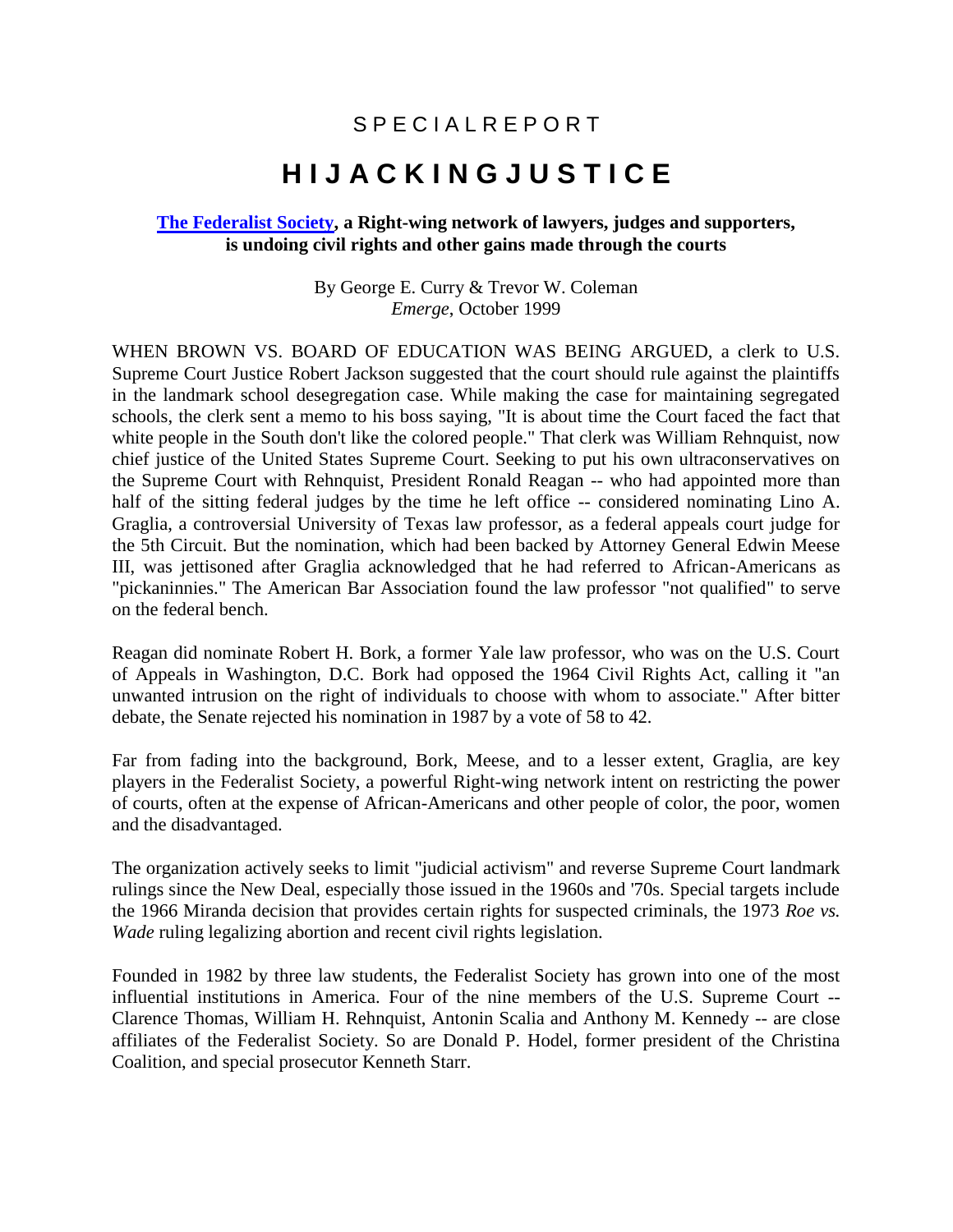SPECIAL REPORT

# HIJACKING JUSTICE

**The Federalist Society, a Right-wing network of lawyers, judges and supporters, is undoing civil rights and other gains made through the courts**

By George E. Curry & Trevor W. Coleman
*Emerge*, October 1999

WHEN BROWN VS. BOARD OF EDUCATION WAS BEING ARGUED, a clerk to U.S. Supreme Court Justice Robert Jackson suggested that the court should rule against the plaintiffs in the landmark school desegregation case. While making the case for maintaining segregated schools, the clerk sent a memo to his boss saying, "It is about time the Court faced the fact that white people in the South don't like the colored people." That clerk was William Rehnquist, now chief justice of the United States Supreme Court. Seeking to put his own ultraconservatives on the Supreme Court with Rehnquist, President Ronald Reagan -- who had appointed more than half of the sitting federal judges by the time he left office -- considered nominating Lino A. Graglia, a controversial University of Texas law professor, as a federal appeals court judge for the 5th Circuit. But the nomination, which had been backed by Attorney General Edwin Meese III, was jettisoned after Graglia acknowledged that he had referred to African-Americans as "pickaninnies." The American Bar Association found the law professor "not qualified" to serve on the federal bench.

Reagan did nominate Robert H. Bork, a former Yale law professor, who was on the U.S. Court of Appeals in Washington, D.C. Bork had opposed the 1964 Civil Rights Act, calling it "an unwanted intrusion on the right of individuals to choose with whom to associate." After bitter debate, the Senate rejected his nomination in 1987 by a vote of 58 to 42.

Far from fading into the background, Bork, Meese, and to a lesser extent, Graglia, are key players in the Federalist Society, a powerful Right-wing network intent on restricting the power of courts, often at the expense of African-Americans and other people of color, the poor, women and the disadvantaged.

The organization actively seeks to limit "judicial activism" and reverse Supreme Court landmark rulings since the New Deal, especially those issued in the 1960s and '70s. Special targets include the 1966 Miranda decision that provides certain rights for suspected criminals, the 1973 *Roe vs. Wade* ruling legalizing abortion and recent civil rights legislation.

Founded in 1982 by three law students, the Federalist Society has grown into one of the most influential institutions in America. Four of the nine members of the U.S. Supreme Court -- Clarence Thomas, William H. Rehnquist, Antonin Scalia and Anthony M. Kennedy -- are close affiliates of the Federalist Society. So are Donald P. Hodel, former president of the Christina Coalition, and special prosecutor Kenneth Starr.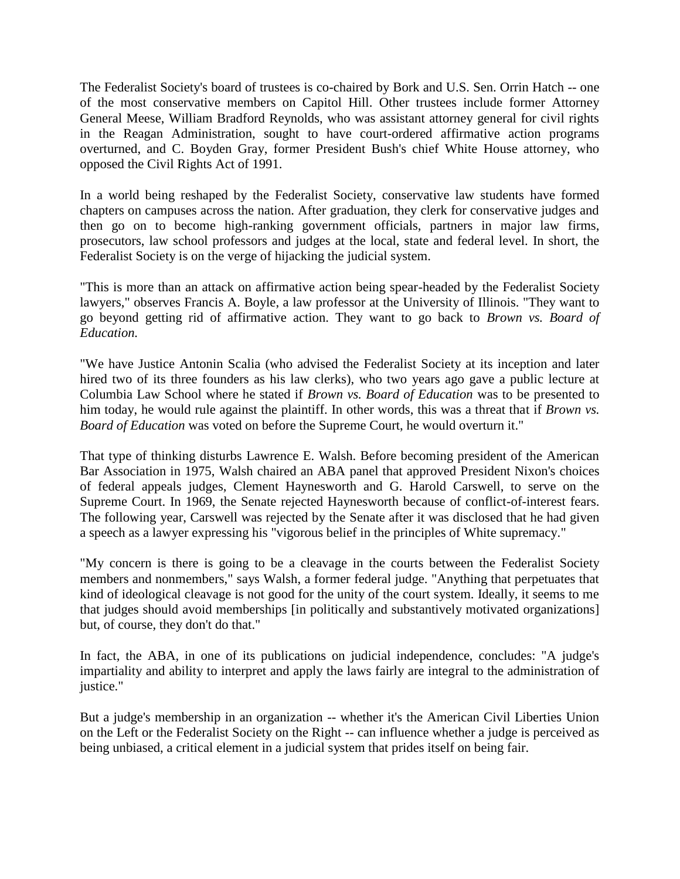The Federalist Society's board of trustees is co-chaired by Bork and U.S. Sen. Orrin Hatch -- one of the most conservative members on Capitol Hill. Other trustees include former Attorney General Meese, William Bradford Reynolds, who was assistant attorney general for civil rights in the Reagan Administration, sought to have court-ordered affirmative action programs overturned, and C. Boyden Gray, former President Bush's chief White House attorney, who opposed the Civil Rights Act of 1991.

In a world being reshaped by the Federalist Society, conservative law students have formed chapters on campuses across the nation. After graduation, they clerk for conservative judges and then go on to become high-ranking government officials, partners in major law firms, prosecutors, law school professors and judges at the local, state and federal level. In short, the Federalist Society is on the verge of hijacking the judicial system.

"This is more than an attack on affirmative action being spear-headed by the Federalist Society lawyers," observes Francis A. Boyle, a law professor at the University of Illinois. "They want to go beyond getting rid of affirmative action. They want to go back to *Brown vs. Board of Education.*

"We have Justice Antonin Scalia (who advised the Federalist Society at its inception and later hired two of its three founders as his law clerks), who two years ago gave a public lecture at Columbia Law School where he stated if *Brown vs. Board of Education* was to be presented to him today, he would rule against the plaintiff. In other words, this was a threat that if *Brown vs. Board of Education* was voted on before the Supreme Court, he would overturn it."

That type of thinking disturbs Lawrence E. Walsh. Before becoming president of the American Bar Association in 1975, Walsh chaired an ABA panel that approved President Nixon's choices of federal appeals judges, Clement Haynesworth and G. Harold Carswell, to serve on the Supreme Court. In 1969, the Senate rejected Haynesworth because of conflict-of-interest fears. The following year, Carswell was rejected by the Senate after it was disclosed that he had given a speech as a lawyer expressing his "vigorous belief in the principles of White supremacy."

"My concern is there is going to be a cleavage in the courts between the Federalist Society members and nonmembers," says Walsh, a former federal judge. "Anything that perpetuates that kind of ideological cleavage is not good for the unity of the court system. Ideally, it seems to me that judges should avoid memberships [in politically and substantively motivated organizations] but, of course, they don't do that."

In fact, the ABA, in one of its publications on judicial independence, concludes: "A judge's impartiality and ability to interpret and apply the laws fairly are integral to the administration of justice."

But a judge's membership in an organization -- whether it's the American Civil Liberties Union on the Left or the Federalist Society on the Right -- can influence whether a judge is perceived as being unbiased, a critical element in a judicial system that prides itself on being fair.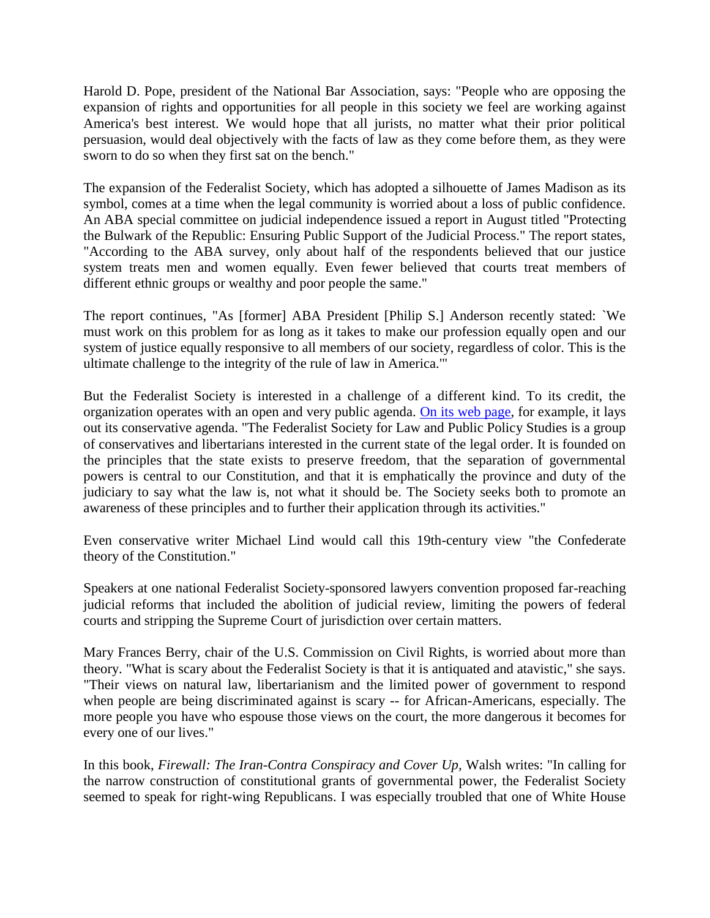Harold D. Pope, president of the National Bar Association, says: "People who are opposing the expansion of rights and opportunities for all people in this society we feel are working against America's best interest. We would hope that all jurists, no matter what their prior political persuasion, would deal objectively with the facts of law as they come before them, as they were sworn to do so when they first sat on the bench."

The expansion of the Federalist Society, which has adopted a silhouette of James Madison as its symbol, comes at a time when the legal community is worried about a loss of public confidence. An ABA special committee on judicial independence issued a report in August titled "Protecting the Bulwark of the Republic: Ensuring Public Support of the Judicial Process." The report states, "According to the ABA survey, only about half of the respondents believed that our justice system treats men and women equally. Even fewer believed that courts treat members of different ethnic groups or wealthy and poor people the same."

The report continues, "As [former] ABA President [Philip S.] Anderson recently stated: `We must work on this problem for as long as it takes to make our profession equally open and our system of justice equally responsive to all members of our society, regardless of color. This is the ultimate challenge to the integrity of the rule of law in America.'"

But the Federalist Society is interested in a challenge of a different kind. To its credit, the organization operates with an open and very public agenda. On its web page, for example, it lays out its conservative agenda. "The Federalist Society for Law and Public Policy Studies is a group of conservatives and libertarians interested in the current state of the legal order. It is founded on the principles that the state exists to preserve freedom, that the separation of governmental powers is central to our Constitution, and that it is emphatically the province and duty of the judiciary to say what the law is, not what it should be. The Society seeks both to promote an awareness of these principles and to further their application through its activities."

Even conservative writer Michael Lind would call this 19th-century view "the Confederate theory of the Constitution."

Speakers at one national Federalist Society-sponsored lawyers convention proposed far-reaching judicial reforms that included the abolition of judicial review, limiting the powers of federal courts and stripping the Supreme Court of jurisdiction over certain matters.

Mary Frances Berry, chair of the U.S. Commission on Civil Rights, is worried about more than theory. "What is scary about the Federalist Society is that it is antiquated and atavistic," she says. "Their views on natural law, libertarianism and the limited power of government to respond when people are being discriminated against is scary -- for African-Americans, especially. The more people you have who espouse those views on the court, the more dangerous it becomes for every one of our lives."

In this book, *Firewall: The Iran-Contra Conspiracy and Cover Up,* Walsh writes: "In calling for the narrow construction of constitutional grants of governmental power, the Federalist Society seemed to speak for right-wing Republicans. I was especially troubled that one of White House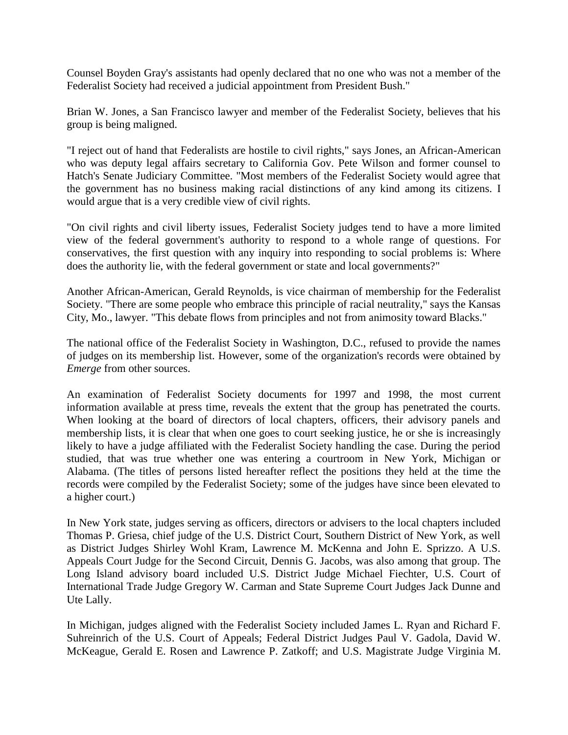Counsel Boyden Gray's assistants had openly declared that no one who was not a member of the Federalist Society had received a judicial appointment from President Bush."

Brian W. Jones, a San Francisco lawyer and member of the Federalist Society, believes that his group is being maligned.

"I reject out of hand that Federalists are hostile to civil rights," says Jones, an African-American who was deputy legal affairs secretary to California Gov. Pete Wilson and former counsel to Hatch's Senate Judiciary Committee. "Most members of the Federalist Society would agree that the government has no business making racial distinctions of any kind among its citizens. I would argue that is a very credible view of civil rights.

"On civil rights and civil liberty issues, Federalist Society judges tend to have a more limited view of the federal government's authority to respond to a whole range of questions. For conservatives, the first question with any inquiry into responding to social problems is: Where does the authority lie, with the federal government or state and local governments?"

Another African-American, Gerald Reynolds, is vice chairman of membership for the Federalist Society. "There are some people who embrace this principle of racial neutrality," says the Kansas City, Mo., lawyer. "This debate flows from principles and not from animosity toward Blacks."

The national office of the Federalist Society in Washington, D.C., refused to provide the names of judges on its membership list. However, some of the organization's records were obtained by *Emerge* from other sources.

An examination of Federalist Society documents for 1997 and 1998, the most current information available at press time, reveals the extent that the group has penetrated the courts. When looking at the board of directors of local chapters, officers, their advisory panels and membership lists, it is clear that when one goes to court seeking justice, he or she is increasingly likely to have a judge affiliated with the Federalist Society handling the case. During the period studied, that was true whether one was entering a courtroom in New York, Michigan or Alabama. (The titles of persons listed hereafter reflect the positions they held at the time the records were compiled by the Federalist Society; some of the judges have since been elevated to a higher court.)

In New York state, judges serving as officers, directors or advisers to the local chapters included Thomas P. Griesa, chief judge of the U.S. District Court, Southern District of New York, as well as District Judges Shirley Wohl Kram, Lawrence M. McKenna and John E. Sprizzo. A U.S. Appeals Court Judge for the Second Circuit, Dennis G. Jacobs, was also among that group. The Long Island advisory board included U.S. District Judge Michael Fiechter, U.S. Court of International Trade Judge Gregory W. Carman and State Supreme Court Judges Jack Dunne and Ute Lally.

In Michigan, judges aligned with the Federalist Society included James L. Ryan and Richard F. Suhreinrich of the U.S. Court of Appeals; Federal District Judges Paul V. Gadola, David W. McKeague, Gerald E. Rosen and Lawrence P. Zatkoff; and U.S. Magistrate Judge Virginia M.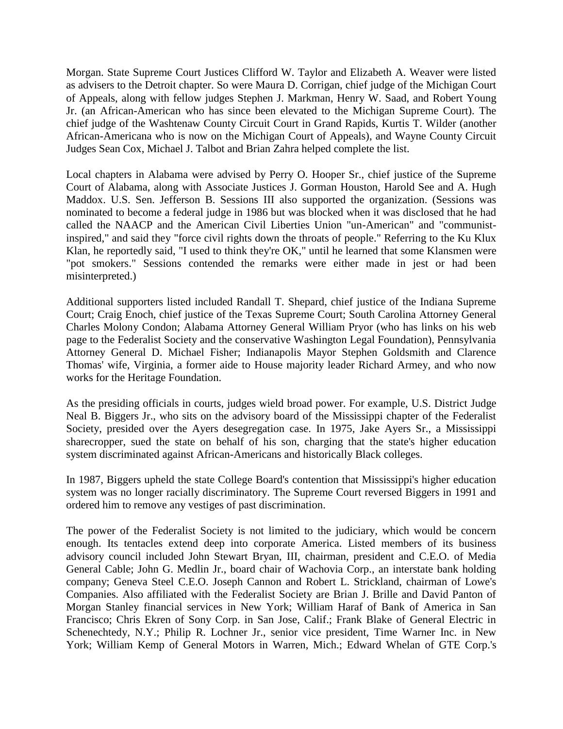Morgan. State Supreme Court Justices Clifford W. Taylor and Elizabeth A. Weaver were listed as advisers to the Detroit chapter. So were Maura D. Corrigan, chief judge of the Michigan Court of Appeals, along with fellow judges Stephen J. Markman, Henry W. Saad, and Robert Young Jr. (an African-American who has since been elevated to the Michigan Supreme Court). The chief judge of the Washtenaw County Circuit Court in Grand Rapids, Kurtis T. Wilder (another African-Americana who is now on the Michigan Court of Appeals), and Wayne County Circuit Judges Sean Cox, Michael J. Talbot and Brian Zahra helped complete the list.

Local chapters in Alabama were advised by Perry O. Hooper Sr., chief justice of the Supreme Court of Alabama, along with Associate Justices J. Gorman Houston, Harold See and A. Hugh Maddox. U.S. Sen. Jefferson B. Sessions III also supported the organization. (Sessions was nominated to become a federal judge in 1986 but was blocked when it was disclosed that he had called the NAACP and the American Civil Liberties Union "un-American" and "communist-inspired," and said they "force civil rights down the throats of people." Referring to the Ku Klux Klan, he reportedly said, "I used to think they're OK," until he learned that some Klansmen were "pot smokers." Sessions contended the remarks were either made in jest or had been misinterpreted.)

Additional supporters listed included Randall T. Shepard, chief justice of the Indiana Supreme Court; Craig Enoch, chief justice of the Texas Supreme Court; South Carolina Attorney General Charles Molony Condon; Alabama Attorney General William Pryor (who has links on his web page to the Federalist Society and the conservative Washington Legal Foundation), Pennsylvania Attorney General D. Michael Fisher; Indianapolis Mayor Stephen Goldsmith and Clarence Thomas' wife, Virginia, a former aide to House majority leader Richard Armey, and who now works for the Heritage Foundation.

As the presiding officials in courts, judges wield broad power. For example, U.S. District Judge Neal B. Biggers Jr., who sits on the advisory board of the Mississippi chapter of the Federalist Society, presided over the Ayers desegregation case. In 1975, Jake Ayers Sr., a Mississippi sharecropper, sued the state on behalf of his son, charging that the state's higher education system discriminated against African-Americans and historically Black colleges.

In 1987, Biggers upheld the state College Board's contention that Mississippi's higher education system was no longer racially discriminatory. The Supreme Court reversed Biggers in 1991 and ordered him to remove any vestiges of past discrimination.

The power of the Federalist Society is not limited to the judiciary, which would be concern enough. Its tentacles extend deep into corporate America. Listed members of its business advisory council included John Stewart Bryan, III, chairman, president and C.E.O. of Media General Cable; John G. Medlin Jr., board chair of Wachovia Corp., an interstate bank holding company; Geneva Steel C.E.O. Joseph Cannon and Robert L. Strickland, chairman of Lowe's Companies. Also affiliated with the Federalist Society are Brian J. Brille and David Panton of Morgan Stanley financial services in New York; William Haraf of Bank of America in San Francisco; Chris Ekren of Sony Corp. in San Jose, Calif.; Frank Blake of General Electric in Schenechtedy, N.Y.; Philip R. Lochner Jr., senior vice president, Time Warner Inc. in New York; William Kemp of General Motors in Warren, Mich.; Edward Whelan of GTE Corp.'s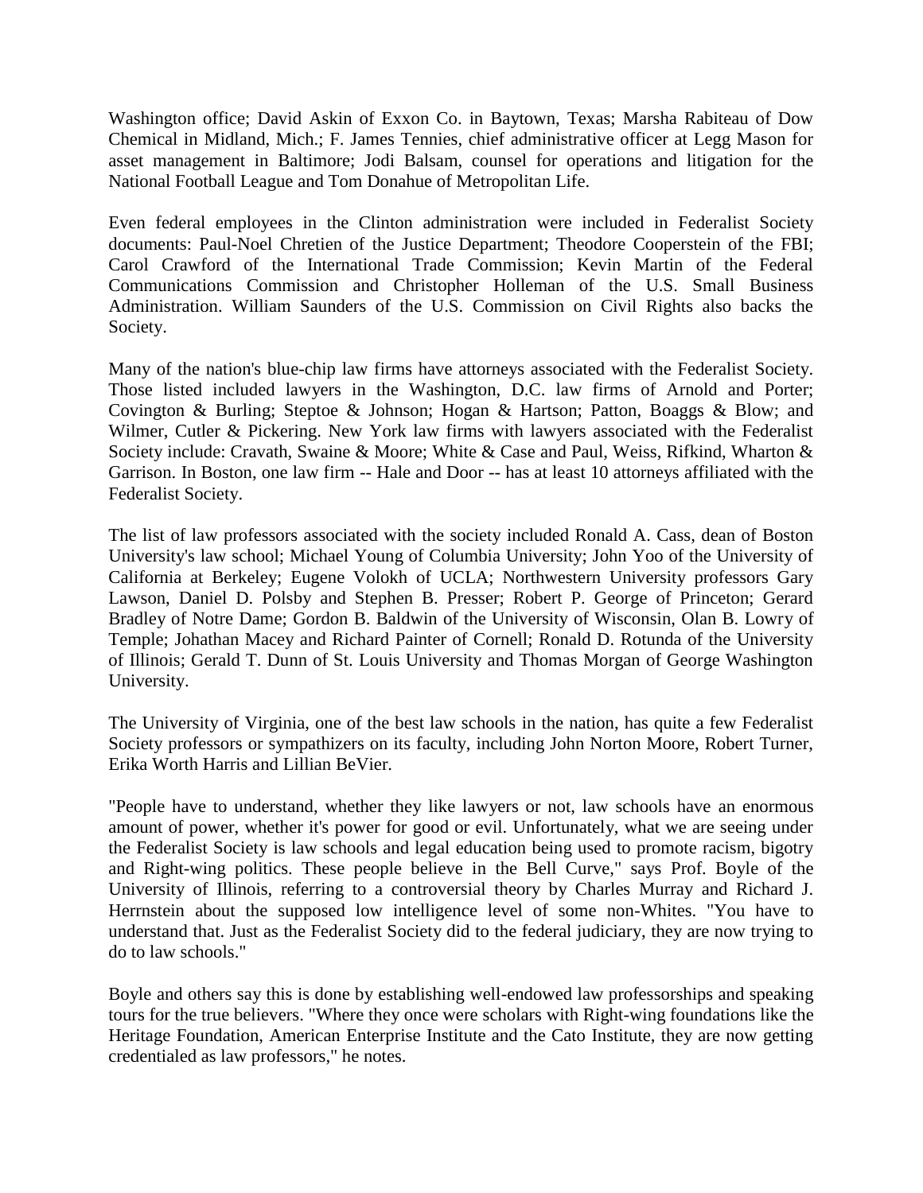Washington office; David Askin of Exxon Co. in Baytown, Texas; Marsha Rabiteau of Dow Chemical in Midland, Mich.; F. James Tennies, chief administrative officer at Legg Mason for asset management in Baltimore; Jodi Balsam, counsel for operations and litigation for the National Football League and Tom Donahue of Metropolitan Life.

Even federal employees in the Clinton administration were included in Federalist Society documents: Paul-Noel Chretien of the Justice Department; Theodore Cooperstein of the FBI; Carol Crawford of the International Trade Commission; Kevin Martin of the Federal Communications Commission and Christopher Holleman of the U.S. Small Business Administration. William Saunders of the U.S. Commission on Civil Rights also backs the Society.

Many of the nation's blue-chip law firms have attorneys associated with the Federalist Society. Those listed included lawyers in the Washington, D.C. law firms of Arnold and Porter; Covington & Burling; Steptoe & Johnson; Hogan & Hartson; Patton, Boaggs & Blow; and Wilmer, Cutler & Pickering. New York law firms with lawyers associated with the Federalist Society include: Cravath, Swaine & Moore; White & Case and Paul, Weiss, Rifkind, Wharton & Garrison. In Boston, one law firm -- Hale and Door -- has at least 10 attorneys affiliated with the Federalist Society.

The list of law professors associated with the society included Ronald A. Cass, dean of Boston University's law school; Michael Young of Columbia University; John Yoo of the University of California at Berkeley; Eugene Volokh of UCLA; Northwestern University professors Gary Lawson, Daniel D. Polsby and Stephen B. Presser; Robert P. George of Princeton; Gerard Bradley of Notre Dame; Gordon B. Baldwin of the University of Wisconsin, Olan B. Lowry of Temple; Johathan Macey and Richard Painter of Cornell; Ronald D. Rotunda of the University of Illinois; Gerald T. Dunn of St. Louis University and Thomas Morgan of George Washington University.

The University of Virginia, one of the best law schools in the nation, has quite a few Federalist Society professors or sympathizers on its faculty, including John Norton Moore, Robert Turner, Erika Worth Harris and Lillian BeVier.

"People have to understand, whether they like lawyers or not, law schools have an enormous amount of power, whether it's power for good or evil. Unfortunately, what we are seeing under the Federalist Society is law schools and legal education being used to promote racism, bigotry and Right-wing politics. These people believe in the Bell Curve," says Prof. Boyle of the University of Illinois, referring to a controversial theory by Charles Murray and Richard J. Herrnstein about the supposed low intelligence level of some non-Whites. "You have to understand that. Just as the Federalist Society did to the federal judiciary, they are now trying to do to law schools."

Boyle and others say this is done by establishing well-endowed law professorships and speaking tours for the true believers. "Where they once were scholars with Right-wing foundations like the Heritage Foundation, American Enterprise Institute and the Cato Institute, they are now getting credentialed as law professors," he notes.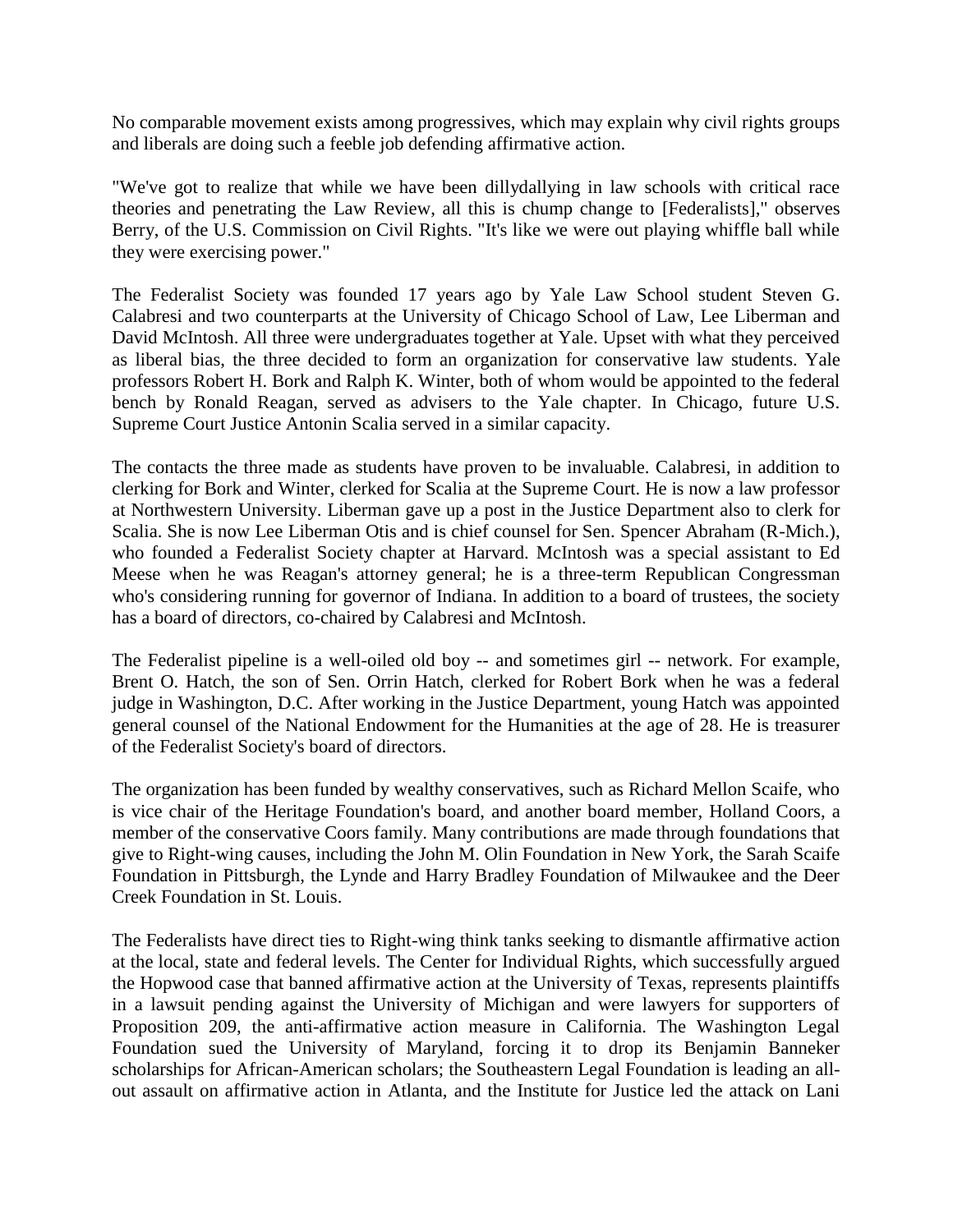No comparable movement exists among progressives, which may explain why civil rights groups and liberals are doing such a feeble job defending affirmative action.

"We've got to realize that while we have been dillydallying in law schools with critical race theories and penetrating the Law Review, all this is chump change to [Federalists]," observes Berry, of the U.S. Commission on Civil Rights. "It's like we were out playing whiffle ball while they were exercising power."

The Federalist Society was founded 17 years ago by Yale Law School student Steven G. Calabresi and two counterparts at the University of Chicago School of Law, Lee Liberman and David McIntosh. All three were undergraduates together at Yale. Upset with what they perceived as liberal bias, the three decided to form an organization for conservative law students. Yale professors Robert H. Bork and Ralph K. Winter, both of whom would be appointed to the federal bench by Ronald Reagan, served as advisers to the Yale chapter. In Chicago, future U.S. Supreme Court Justice Antonin Scalia served in a similar capacity.

The contacts the three made as students have proven to be invaluable. Calabresi, in addition to clerking for Bork and Winter, clerked for Scalia at the Supreme Court. He is now a law professor at Northwestern University. Liberman gave up a post in the Justice Department also to clerk for Scalia. She is now Lee Liberman Otis and is chief counsel for Sen. Spencer Abraham (R-Mich.), who founded a Federalist Society chapter at Harvard. McIntosh was a special assistant to Ed Meese when he was Reagan's attorney general; he is a three-term Republican Congressman who's considering running for governor of Indiana. In addition to a board of trustees, the society has a board of directors, co-chaired by Calabresi and McIntosh.

The Federalist pipeline is a well-oiled old boy -- and sometimes girl -- network. For example, Brent O. Hatch, the son of Sen. Orrin Hatch, clerked for Robert Bork when he was a federal judge in Washington, D.C. After working in the Justice Department, young Hatch was appointed general counsel of the National Endowment for the Humanities at the age of 28. He is treasurer of the Federalist Society's board of directors.

The organization has been funded by wealthy conservatives, such as Richard Mellon Scaife, who is vice chair of the Heritage Foundation's board, and another board member, Holland Coors, a member of the conservative Coors family. Many contributions are made through foundations that give to Right-wing causes, including the John M. Olin Foundation in New York, the Sarah Scaife Foundation in Pittsburgh, the Lynde and Harry Bradley Foundation of Milwaukee and the Deer Creek Foundation in St. Louis.

The Federalists have direct ties to Right-wing think tanks seeking to dismantle affirmative action at the local, state and federal levels. The Center for Individual Rights, which successfully argued the Hopwood case that banned affirmative action at the University of Texas, represents plaintiffs in a lawsuit pending against the University of Michigan and were lawyers for supporters of Proposition 209, the anti-affirmative action measure in California. The Washington Legal Foundation sued the University of Maryland, forcing it to drop its Benjamin Banneker scholarships for African-American scholars; the Southeastern Legal Foundation is leading an all-out assault on affirmative action in Atlanta, and the Institute for Justice led the attack on Lani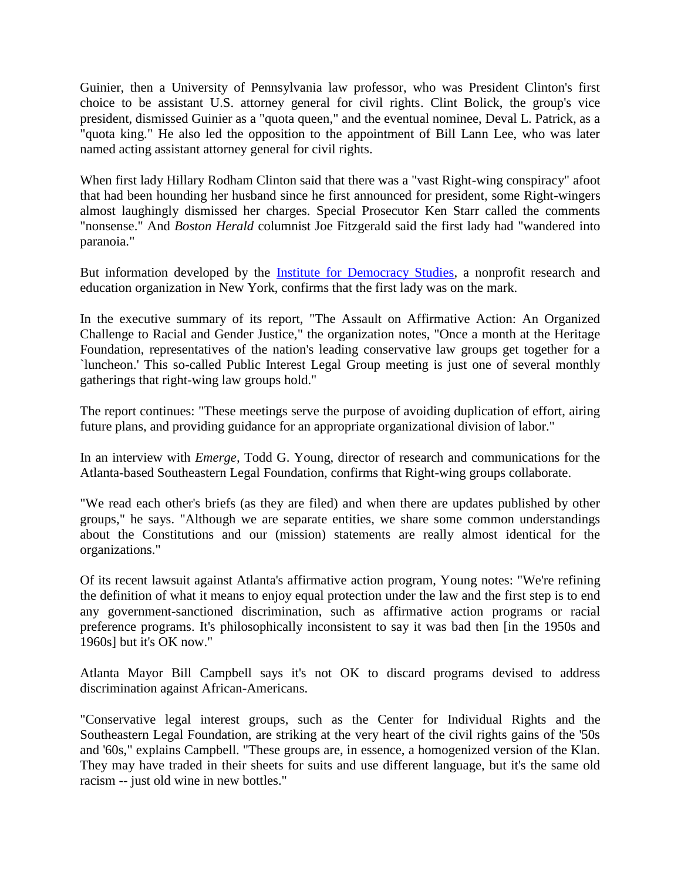Guinier, then a University of Pennsylvania law professor, who was President Clinton's first choice to be assistant U.S. attorney general for civil rights. Clint Bolick, the group's vice president, dismissed Guinier as a "quota queen," and the eventual nominee, Deval L. Patrick, as a "quota king." He also led the opposition to the appointment of Bill Lann Lee, who was later named acting assistant attorney general for civil rights.

When first lady Hillary Rodham Clinton said that there was a "vast Right-wing conspiracy" afoot that had been hounding her husband since he first announced for president, some Right-wingers almost laughingly dismissed her charges. Special Prosecutor Ken Starr called the comments "nonsense." And *Boston Herald* columnist Joe Fitzgerald said the first lady had "wandered into paranoia."

But information developed by the [Institute for Democracy Studies](), a nonprofit research and education organization in New York, confirms that the first lady was on the mark.

In the executive summary of its report, "The Assault on Affirmative Action: An Organized Challenge to Racial and Gender Justice," the organization notes, "Once a month at the Heritage Foundation, representatives of the nation's leading conservative law groups get together for a `luncheon.' This so-called Public Interest Legal Group meeting is just one of several monthly gatherings that right-wing law groups hold."

The report continues: "These meetings serve the purpose of avoiding duplication of effort, airing future plans, and providing guidance for an appropriate organizational division of labor."

In an interview with *Emerge*, Todd G. Young, director of research and communications for the Atlanta-based Southeastern Legal Foundation, confirms that Right-wing groups collaborate.

"We read each other's briefs (as they are filed) and when there are updates published by other groups," he says. "Although we are separate entities, we share some common understandings about the Constitutions and our (mission) statements are really almost identical for the organizations."

Of its recent lawsuit against Atlanta's affirmative action program, Young notes: "We're refining the definition of what it means to enjoy equal protection under the law and the first step is to end any government-sanctioned discrimination, such as affirmative action programs or racial preference programs. It's philosophically inconsistent to say it was bad then [in the 1950s and 1960s] but it's OK now."

Atlanta Mayor Bill Campbell says it's not OK to discard programs devised to address discrimination against African-Americans.

"Conservative legal interest groups, such as the Center for Individual Rights and the Southeastern Legal Foundation, are striking at the very heart of the civil rights gains of the '50s and '60s," explains Campbell. "These groups are, in essence, a homogenized version of the Klan. They may have traded in their sheets for suits and use different language, but it's the same old racism -- just old wine in new bottles."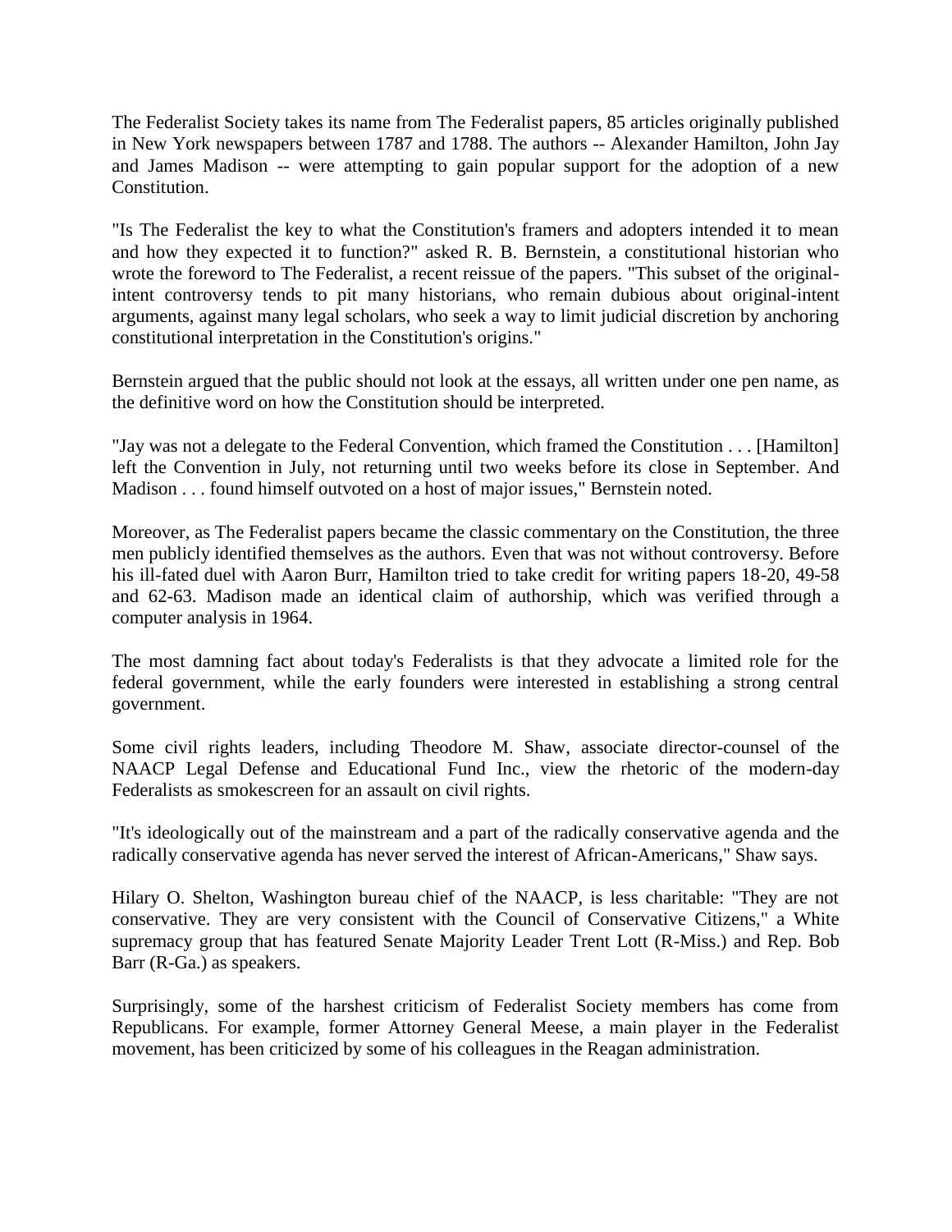The Federalist Society takes its name from The Federalist papers, 85 articles originally published in New York newspapers between 1787 and 1788. The authors -- Alexander Hamilton, John Jay and James Madison -- were attempting to gain popular support for the adoption of a new Constitution.

"Is The Federalist the key to what the Constitution's framers and adopters intended it to mean and how they expected it to function?" asked R. B. Bernstein, a constitutional historian who wrote the foreword to The Federalist, a recent reissue of the papers. "This subset of the original-intent controversy tends to pit many historians, who remain dubious about original-intent arguments, against many legal scholars, who seek a way to limit judicial discretion by anchoring constitutional interpretation in the Constitution's origins."

Bernstein argued that the public should not look at the essays, all written under one pen name, as the definitive word on how the Constitution should be interpreted.

"Jay was not a delegate to the Federal Convention, which framed the Constitution . . . [Hamilton] left the Convention in July, not returning until two weeks before its close in September. And Madison . . . found himself outvoted on a host of major issues," Bernstein noted.

Moreover, as The Federalist papers became the classic commentary on the Constitution, the three men publicly identified themselves as the authors. Even that was not without controversy. Before his ill-fated duel with Aaron Burr, Hamilton tried to take credit for writing papers 18-20, 49-58 and 62-63. Madison made an identical claim of authorship, which was verified through a computer analysis in 1964.

The most damning fact about today's Federalists is that they advocate a limited role for the federal government, while the early founders were interested in establishing a strong central government.

Some civil rights leaders, including Theodore M. Shaw, associate director-counsel of the NAACP Legal Defense and Educational Fund Inc., view the rhetoric of the modern-day Federalists as smokescreen for an assault on civil rights.

"It's ideologically out of the mainstream and a part of the radically conservative agenda and the radically conservative agenda has never served the interest of African-Americans," Shaw says.

Hilary O. Shelton, Washington bureau chief of the NAACP, is less charitable: "They are not conservative. They are very consistent with the Council of Conservative Citizens," a White supremacy group that has featured Senate Majority Leader Trent Lott (R-Miss.) and Rep. Bob Barr (R-Ga.) as speakers.

Surprisingly, some of the harshest criticism of Federalist Society members has come from Republicans. For example, former Attorney General Meese, a main player in the Federalist movement, has been criticized by some of his colleagues in the Reagan administration.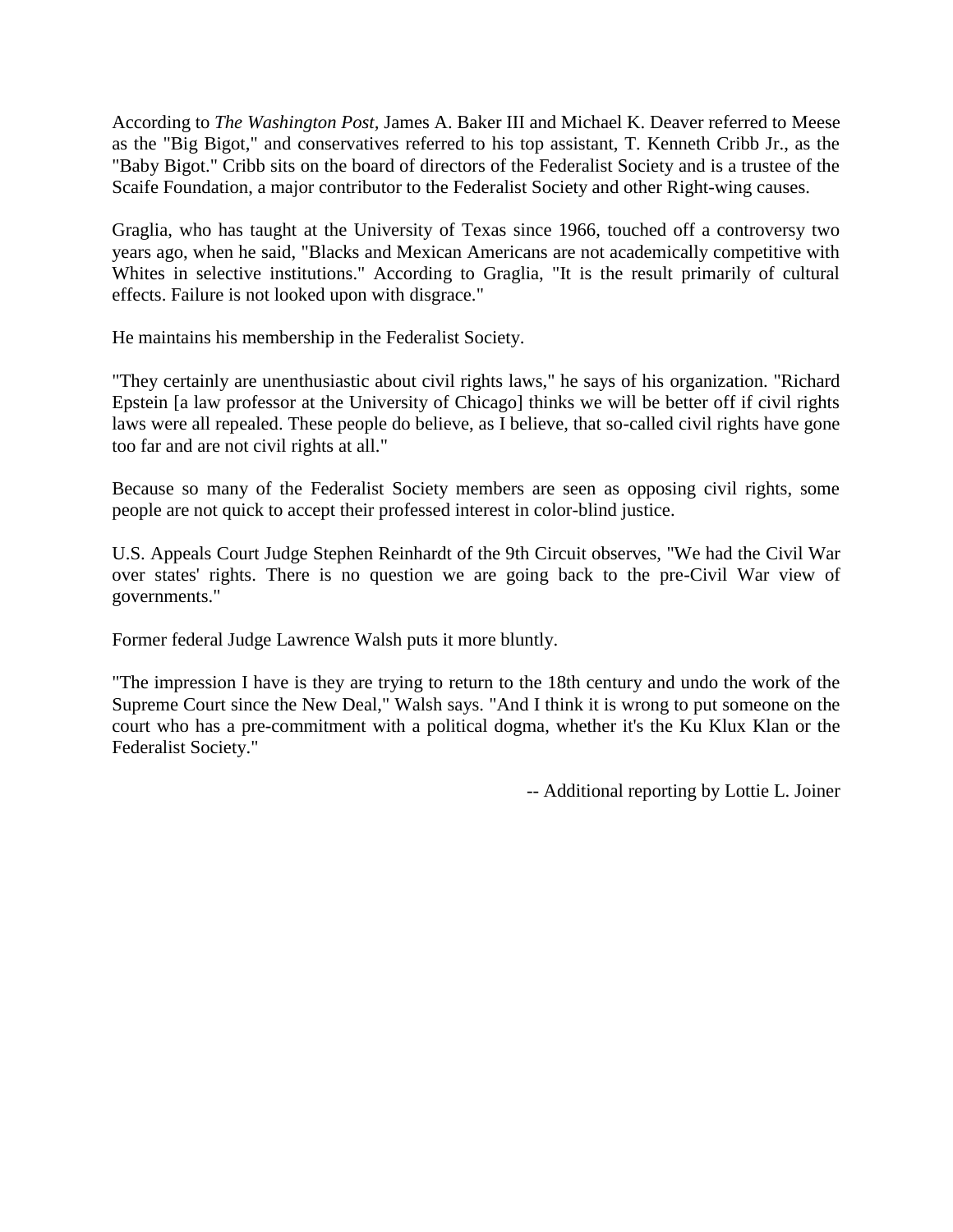According to *The Washington Post*, James A. Baker III and Michael K. Deaver referred to Meese as the "Big Bigot," and conservatives referred to his top assistant, T. Kenneth Cribb Jr., as the "Baby Bigot." Cribb sits on the board of directors of the Federalist Society and is a trustee of the Scaife Foundation, a major contributor to the Federalist Society and other Right-wing causes.

Graglia, who has taught at the University of Texas since 1966, touched off a controversy two years ago, when he said, "Blacks and Mexican Americans are not academically competitive with Whites in selective institutions." According to Graglia, "It is the result primarily of cultural effects. Failure is not looked upon with disgrace."

He maintains his membership in the Federalist Society.

"They certainly are unenthusiastic about civil rights laws," he says of his organization. "Richard Epstein [a law professor at the University of Chicago] thinks we will be better off if civil rights laws were all repealed. These people do believe, as I believe, that so-called civil rights have gone too far and are not civil rights at all."

Because so many of the Federalist Society members are seen as opposing civil rights, some people are not quick to accept their professed interest in color-blind justice.

U.S. Appeals Court Judge Stephen Reinhardt of the 9th Circuit observes, "We had the Civil War over states' rights. There is no question we are going back to the pre-Civil War view of governments."

Former federal Judge Lawrence Walsh puts it more bluntly.

"The impression I have is they are trying to return to the 18th century and undo the work of the Supreme Court since the New Deal," Walsh says. "And I think it is wrong to put someone on the court who has a pre-commitment with a political dogma, whether it's the Ku Klux Klan or the Federalist Society."

-- Additional reporting by Lottie L. Joiner